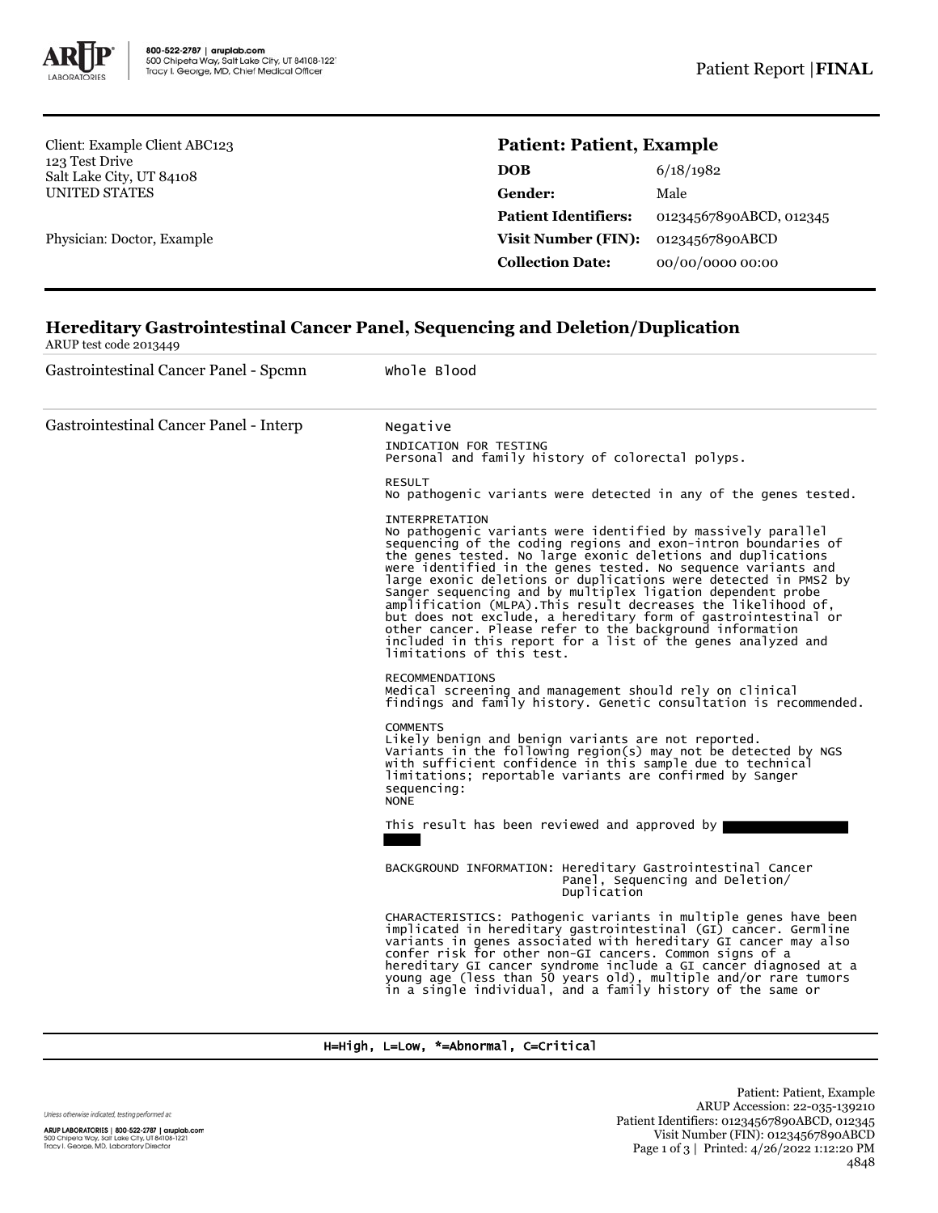Client: Example Client ABC123
123 Test Drive
Salt Lake City, UT 84108
UNITED STATES

Physician: Doctor, Example

## Patient: Patient, Example

| | |
|---|---|
| **DOB** | 6/18/1982 |
| **Gender:** | Male |
| **Patient Identifiers:** | 01234567890ABCD, 012345 |
| **Visit Number (FIN):** | 01234567890ABCD |
| **Collection Date:** | 00/00/0000 00:00 |

## Hereditary Gastrointestinal Cancer Panel, Sequencing and Deletion/Duplication

ARUP test code 2013449

| | |
|---|---|
| Gastrointestinal Cancer Panel - Spcmn | Whole Blood |

Gastrointestinal Cancer Panel - Interp

Negative

INDICATION FOR TESTING
Personal and family history of colorectal polyps.

RESULT
No pathogenic variants were detected in any of the genes tested.

INTERPRETATION
No pathogenic variants were identified by massively parallel sequencing of the coding regions and exon-intron boundaries of the genes tested. No large exonic deletions and duplications were identified in the genes tested. No sequence variants and large exonic deletions or duplications were detected in PMS2 by Sanger sequencing and by multiplex ligation dependent probe amplification (MLPA).This result decreases the likelihood of, but does not exclude, a hereditary form of gastrointestinal or other cancer. Please refer to the background information included in this report for a list of the genes analyzed and limitations of this test.

RECOMMENDATIONS
Medical screening and management should rely on clinical findings and family history. Genetic consultation is recommended.

COMMENTS
Likely benign and benign variants are not reported.
Variants in the following region(s) may not be detected by NGS with sufficient confidence in this sample due to technical limitations; reportable variants are confirmed by Sanger sequencing:
NONE

This result has been reviewed and approved by

BACKGROUND INFORMATION: Hereditary Gastrointestinal Cancer Panel, Sequencing and Deletion/ Duplication

CHARACTERISTICS: Pathogenic variants in multiple genes have been implicated in hereditary gastrointestinal (GI) cancer. Germline variants in genes associated with hereditary GI cancer may also confer risk for other non-GI cancers. Common signs of a hereditary GI cancer syndrome include a GI cancer diagnosed at a young age (less than 50 years old), multiple and/or rare tumors in a single individual, and a family history of the same or

H=High, L=Low, *=Abnormal, C=Critical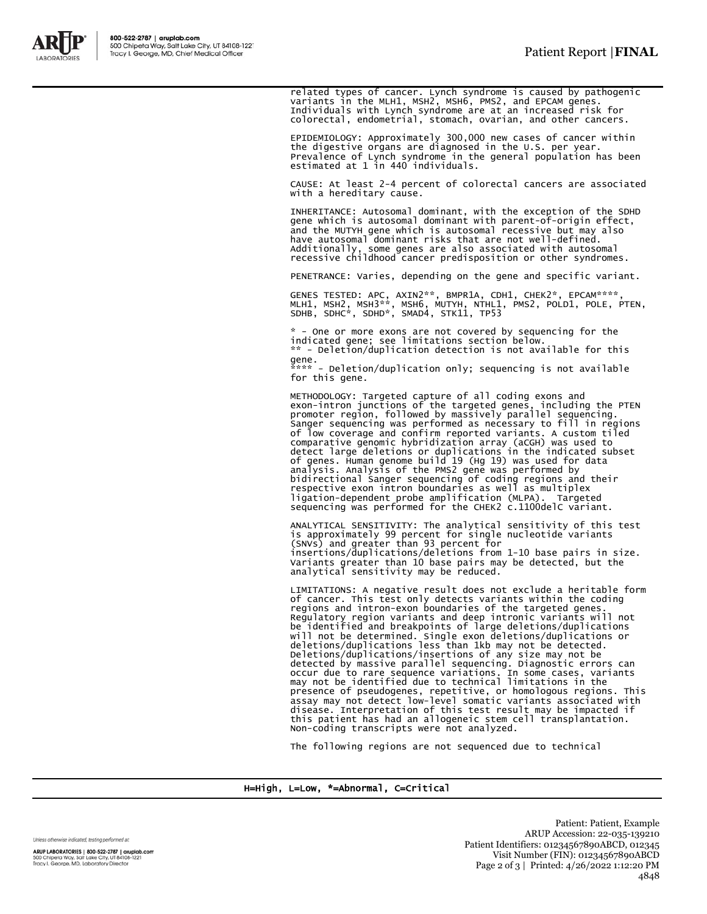related types of cancer. Lynch syndrome is caused by pathogenic variants in the MLH1, MSH2, MSH6, PMS2, and EPCAM genes. Individuals with Lynch syndrome are at an increased risk for colorectal, endometrial, stomach, ovarian, and other cancers.

EPIDEMIOLOGY: Approximately 300,000 new cases of cancer within the digestive organs are diagnosed in the U.S. per year. Prevalence of Lynch syndrome in the general population has been estimated at 1 in 440 individuals.

CAUSE: At least 2-4 percent of colorectal cancers are associated with a hereditary cause.

INHERITANCE: Autosomal dominant, with the exception of the SDHD gene which is autosomal dominant with parent-of-origin effect, and the MUTYH gene which is autosomal recessive but may also have autosomal dominant risks that are not well-defined. Additionally, some genes are also associated with autosomal recessive childhood cancer predisposition or other syndromes.

PENETRANCE: Varies, depending on the gene and specific variant.

GENES TESTED: APC, AXIN2**, BMPR1A, CDH1, CHEK2*, EPCAM****, MLH1, MSH2, MSH3**, MSH6, MUTYH, NTHL1, PMS2, POLD1, POLE, PTEN, SDHB, SDHC*, SDHD*, SMAD4, STK11, TP53

* - One or more exons are not covered by sequencing for the indicated gene; see limitations section below.
** - Deletion/duplication detection is not available for this gene.
**** - Deletion/duplication only; sequencing is not available for this gene.

METHODOLOGY: Targeted capture of all coding exons and exon-intron junctions of the targeted genes, including the PTEN promoter region, followed by massively parallel sequencing. Sanger sequencing was performed as necessary to fill in regions of low coverage and confirm reported variants. A custom tiled comparative genomic hybridization array (aCGH) was used to detect large deletions or duplications in the indicated subset of genes. Human genome build 19 (Hg 19) was used for data analysis. Analysis of the PMS2 gene was performed by bidirectional Sanger sequencing of coding regions and their respective exon intron boundaries as well as multiplex ligation-dependent probe amplification (MLPA). Targeted sequencing was performed for the CHEK2 c.1100delC variant.

ANALYTICAL SENSITIVITY: The analytical sensitivity of this test is approximately 99 percent for single nucleotide variants (SNVs) and greater than 93 percent for insertions/duplications/deletions from 1-10 base pairs in size. Variants greater than 10 base pairs may be detected, but the analytical sensitivity may be reduced.

LIMITATIONS: A negative result does not exclude a heritable form of cancer. This test only detects variants within the coding regions and intron-exon boundaries of the targeted genes. Regulatory region variants and deep intronic variants will not be identified and breakpoints of large deletions/duplications will not be determined. Single exon deletions/duplications or deletions/duplications less than 1kb may not be detected. Deletions/duplications/insertions of any size may not be detected by massive parallel sequencing. Diagnostic errors can occur due to rare sequence variations. In some cases, variants may not be identified due to technical limitations in the presence of pseudogenes, repetitive, or homologous regions. This assay may not detect low-level somatic variants associated with disease. Interpretation of this test result may be impacted if this patient has had an allogeneic stem cell transplantation. Non-coding transcripts were not analyzed.

The following regions are not sequenced due to technical

H=High, L=Low, *=Abnormal, C=Critical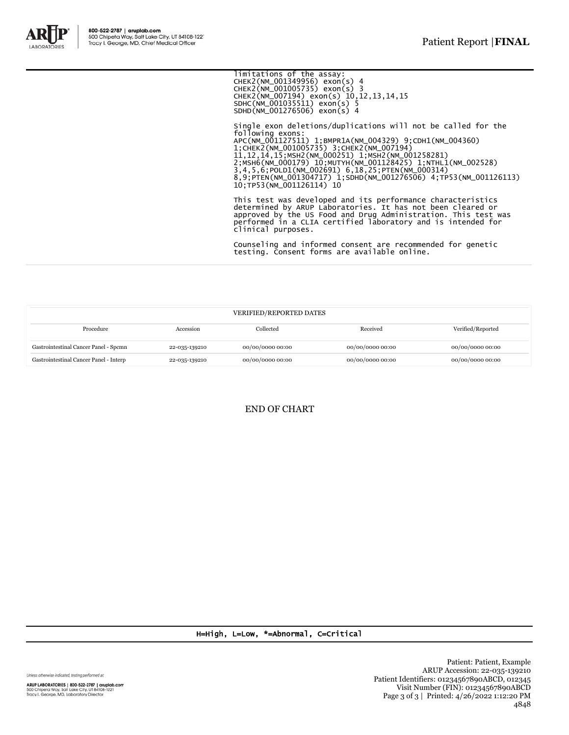limitations of the assay:
CHEK2(NM_001349956) exon(s) 4
CHEK2(NM_001005735) exon(s) 3
CHEK2(NM_007194) exon(s) 10,12,13,14,15
SDHC(NM_001035511) exon(s) 5
SDHD(NM_001276506) exon(s) 4

Single exon deletions/duplications will not be called for the following exons:
APC(NM_001127511) 1;BMPR1A(NM_004329) 9;CDH1(NM_004360) 1;CHEK2(NM_001005735) 3;CHEK2(NM_007194) 11,12,14,15;MSH2(NM_000251) 1;MSH2(NM_001258281) 2;MSH6(NM_000179) 10;MUTYH(NM_001128425) 1;NTHL1(NM_002528) 3,4,5,6;POLD1(NM_002691) 6,18,25;PTEN(NM_000314) 8,9;PTEN(NM_001304717) 1;SDHD(NM_001276506) 4;TP53(NM_001126113) 10;TP53(NM_001126114) 10

This test was developed and its performance characteristics determined by ARUP Laboratories. It has not been cleared or approved by the US Food and Drug Administration. This test was performed in a CLIA certified laboratory and is intended for clinical purposes.

Counseling and informed consent are recommended for genetic testing. Consent forms are available online.

VERIFIED/REPORTED DATES

| Procedure | Accession | Collected | Received | Verified/Reported |
|---|---|---|---|---|
| Gastrointestinal Cancer Panel - Spcmn | 22-035-139210 | 00/00/0000 00:00 | 00/00/0000 00:00 | 00/00/0000 00:00 |
| Gastrointestinal Cancer Panel - Interp | 22-035-139210 | 00/00/0000 00:00 | 00/00/0000 00:00 | 00/00/0000 00:00 |

END OF CHART

H=High, L=Low, *=Abnormal, C=Critical